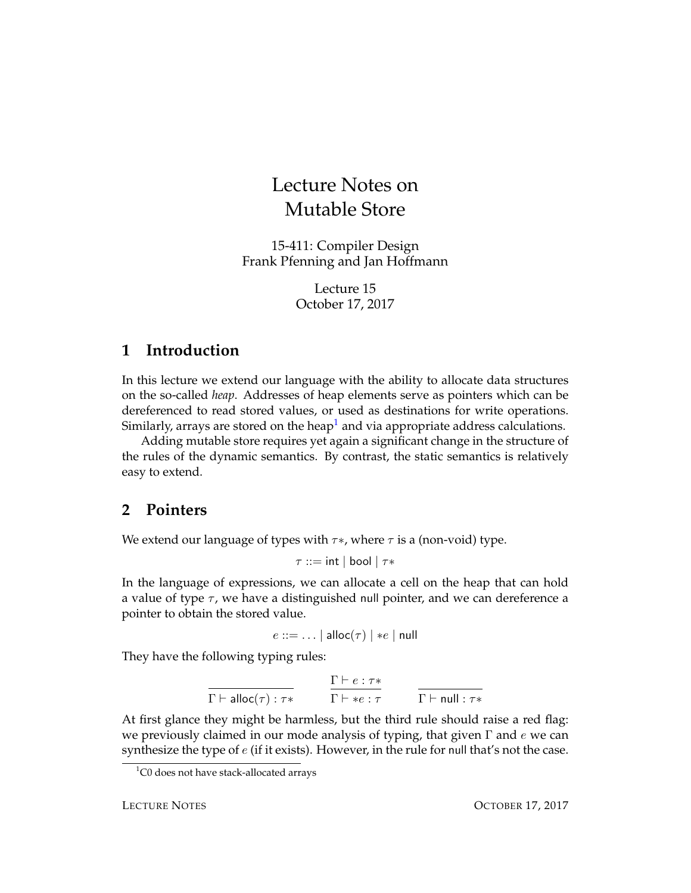# Lecture Notes on Mutable Store

15-411: Compiler Design
Frank Pfenning and Jan Hoffmann

Lecture 15
October 17, 2017

## 1 Introduction

In this lecture we extend our language with the ability to allocate data structures on the so-called *heap*. Addresses of heap elements serve as pointers which can be dereferenced to read stored values, or used as destinations for write operations. Similarly, arrays are stored on the heap[1] and via appropriate address calculations.

Adding mutable store requires yet again a significant change in the structure of the rules of the dynamic semantics. By contrast, the static semantics is relatively easy to extend.

## 2 Pointers

We extend our language of types with $\tau*$, where $\tau$ is a (non-void) type.

$$\tau ::= \mathsf{int} \mid \mathsf{bool} \mid \tau*$$

In the language of expressions, we can allocate a cell on the heap that can hold a value of type $\tau$, we have a distinguished null pointer, and we can dereference a pointer to obtain the stored value.

$$e ::= \ldots \mid \mathsf{alloc}(\tau) \mid *e \mid \mathsf{null}$$

They have the following typing rules:

$$\frac{}{\Gamma \vdash \mathsf{alloc}(\tau) : \tau*} \qquad \frac{\Gamma \vdash e : \tau*}{\Gamma \vdash *e : \tau} \qquad \frac{}{\Gamma \vdash \mathsf{null} : \tau*}$$

At first glance they might be harmless, but the third rule should raise a red flag: we previously claimed in our mode analysis of typing, that given $\Gamma$ and $e$ we can synthesize the type of $e$ (if it exists). However, in the rule for null that's not the case.

[1] C0 does not have stack-allocated arrays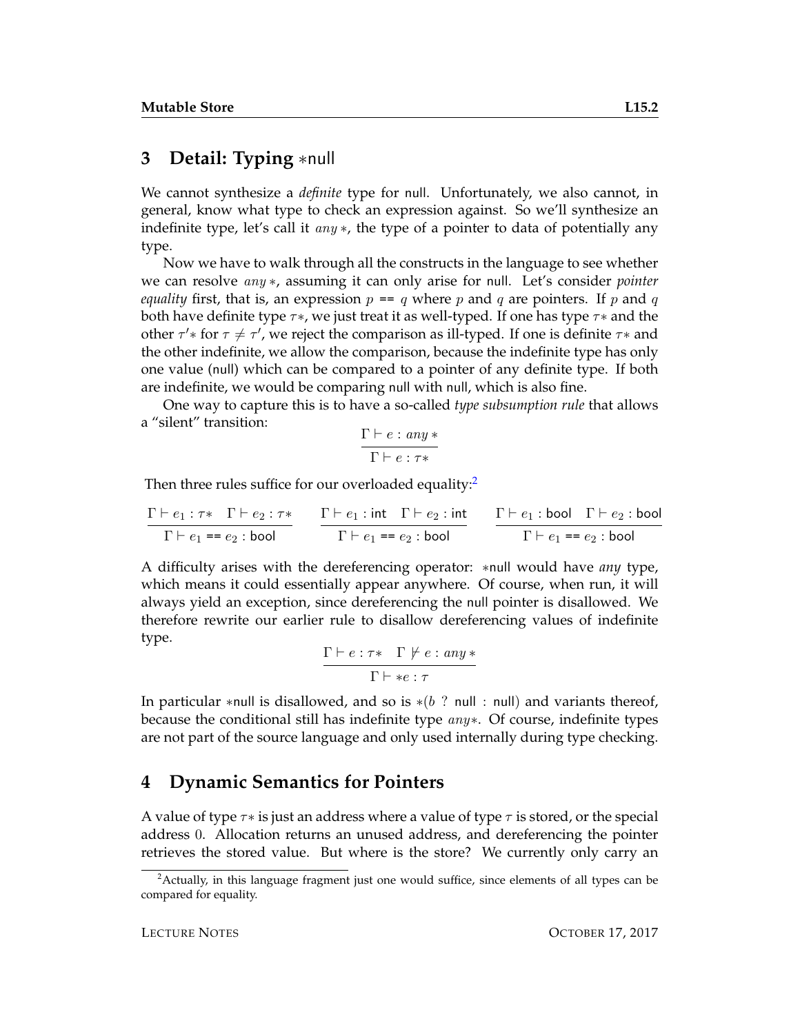## 3 Detail: Typing $*\mathsf{null}$

We cannot synthesize a *definite* type for null. Unfortunately, we also cannot, in general, know what type to check an expression against. So we'll synthesize an indefinite type, let's call it $\mathit{any}\,*$, the type of a pointer to data of potentially any type.

Now we have to walk through all the constructs in the language to see whether we can resolve $\mathit{any}\,*$, assuming it can only arise for null. Let's consider *pointer equality* first, that is, an expression $p$ == $q$ where $p$ and $q$ are pointers. If $p$ and $q$ both have definite type $\tau*$, we just treat it as well-typed. If one has type $\tau*$ and the other $\tau'*$ for $\tau \neq \tau'$, we reject the comparison as ill-typed. If one is definite $\tau*$ and the other indefinite, we allow the comparison, because the indefinite type has only one value (null) which can be compared to a pointer of any definite type. If both are indefinite, we would be comparing null with null, which is also fine.

One way to capture this is to have a so-called *type subsumption rule* that allows a "silent" transition:

$$\frac{\Gamma \vdash e : \mathit{any}\,*}{\Gamma \vdash e : \tau*}$$

Then three rules suffice for our overloaded equality:[2]

$$\frac{\Gamma \vdash e_1 : \tau* \quad \Gamma \vdash e_2 : \tau*}{\Gamma \vdash e_1 \texttt{ == } e_2 : \mathsf{bool}} \qquad \frac{\Gamma \vdash e_1 : \mathsf{int} \quad \Gamma \vdash e_2 : \mathsf{int}}{\Gamma \vdash e_1 \texttt{ == } e_2 : \mathsf{bool}} \qquad \frac{\Gamma \vdash e_1 : \mathsf{bool} \quad \Gamma \vdash e_2 : \mathsf{bool}}{\Gamma \vdash e_1 \texttt{ == } e_2 : \mathsf{bool}}$$

A difficulty arises with the dereferencing operator: $*\mathsf{null}$ would have *any* type, which means it could essentially appear anywhere. Of course, when run, it will always yield an exception, since dereferencing the null pointer is disallowed. We therefore rewrite our earlier rule to disallow dereferencing values of indefinite type.

$$\frac{\Gamma \vdash e : \tau* \quad \Gamma \nvdash e : \mathit{any}\,*}{\Gamma \vdash *e : \tau}$$

In particular $*\mathsf{null}$ is disallowed, and so is $*(b \;?\; \mathsf{null} : \mathsf{null})$ and variants thereof, because the conditional still has indefinite type $\mathit{any}*$. Of course, indefinite types are not part of the source language and only used internally during type checking.

## 4 Dynamic Semantics for Pointers

A value of type $\tau*$ is just an address where a value of type $\tau$ is stored, or the special address 0. Allocation returns an unused address, and dereferencing the pointer retrieves the stored value. But where is the store? We currently only carry an

[2] Actually, in this language fragment just one would suffice, since elements of all types can be compared for equality.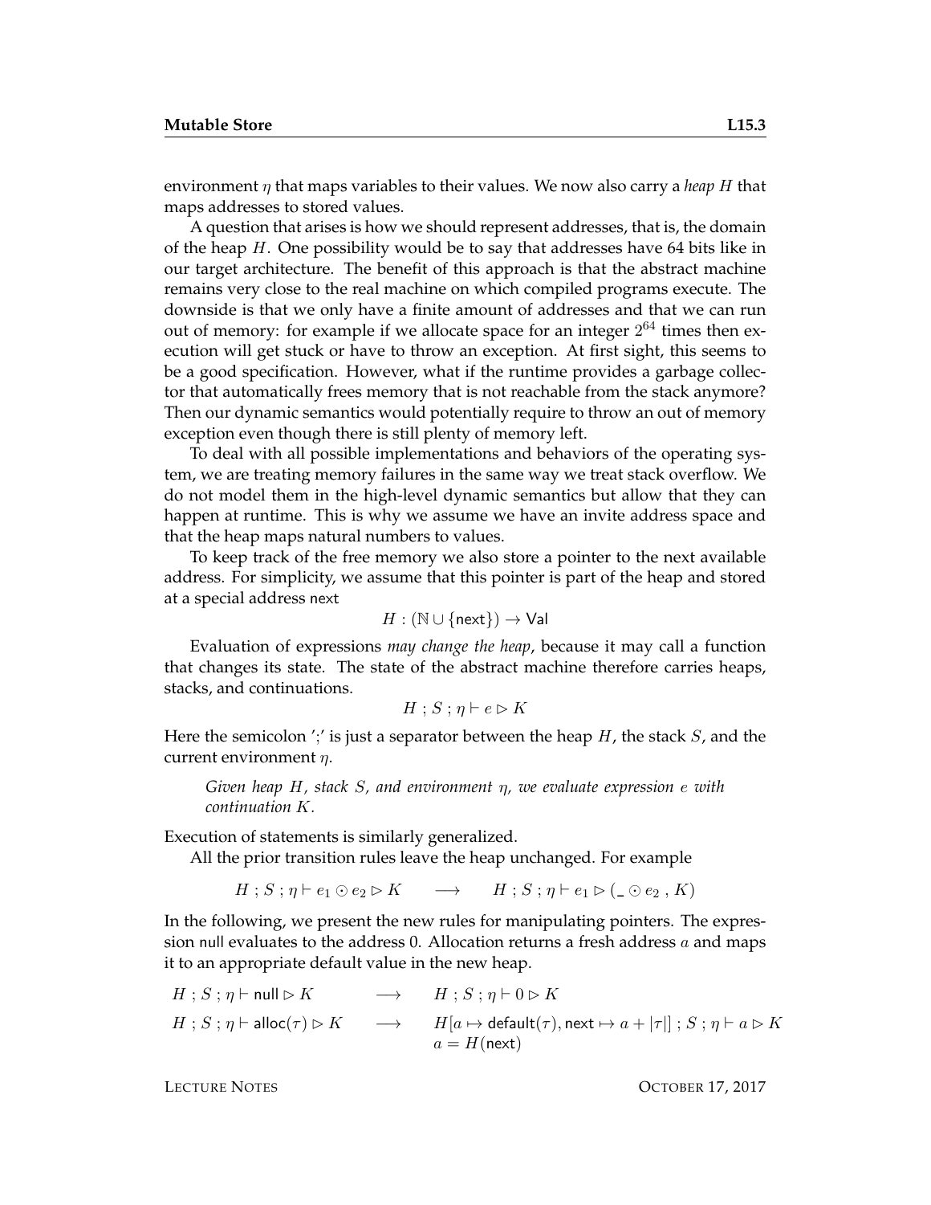environment $\eta$ that maps variables to their values. We now also carry a *heap* $H$ that maps addresses to stored values.

A question that arises is how we should represent addresses, that is, the domain of the heap $H$. One possibility would be to say that addresses have 64 bits like in our target architecture. The benefit of this approach is that the abstract machine remains very close to the real machine on which compiled programs execute. The downside is that we only have a finite amount of addresses and that we can run out of memory: for example if we allocate space for an integer $2^{64}$ times then execution will get stuck or have to throw an exception. At first sight, this seems to be a good specification. However, what if the runtime provides a garbage collector that automatically frees memory that is not reachable from the stack anymore? Then our dynamic semantics would potentially require to throw an out of memory exception even though there is still plenty of memory left.

To deal with all possible implementations and behaviors of the operating system, we are treating memory failures in the same way we treat stack overflow. We do not model them in the high-level dynamic semantics but allow that they can happen at runtime. This is why we assume we have an invite address space and that the heap maps natural numbers to values.

To keep track of the free memory we also store a pointer to the next available address. For simplicity, we assume that this pointer is part of the heap and stored at a special address next

$$H : (\mathbb{N} \cup \{\mathsf{next}\}) \to \mathsf{Val}$$

Evaluation of expressions *may change the heap*, because it may call a function that changes its state. The state of the abstract machine therefore carries heaps, stacks, and continuations.

$$H \; ; S \; ; \eta \vdash e \rhd K$$

Here the semicolon ';' is just a separator between the heap $H$, the stack $S$, and the current environment $\eta$.

> *Given heap $H$, stack $S$, and environment $\eta$, we evaluate expression $e$ with continuation $K$.*

Execution of statements is similarly generalized.

All the prior transition rules leave the heap unchanged. For example

$$H \; ; S \; ; \eta \vdash e_1 \odot e_2 \rhd K \quad \longrightarrow \quad H \; ; S \; ; \eta \vdash e_1 \rhd (\_ \odot e_2 \; , K)$$

In the following, we present the new rules for manipulating pointers. The expression null evaluates to the address 0. Allocation returns a fresh address $a$ and maps it to an appropriate default value in the new heap.

$$H \; ; S \; ; \eta \vdash \mathsf{null} \rhd K \quad \longrightarrow \quad H \; ; S \; ; \eta \vdash 0 \rhd K$$

$$H \; ; S \; ; \eta \vdash \mathsf{alloc}(\tau) \rhd K \quad \longrightarrow \quad H[a \mapsto \mathsf{default}(\tau), \mathsf{next} \mapsto a + |\tau|] \; ; S \; ; \eta \vdash a \rhd K$$
$$a = H(\mathsf{next})$$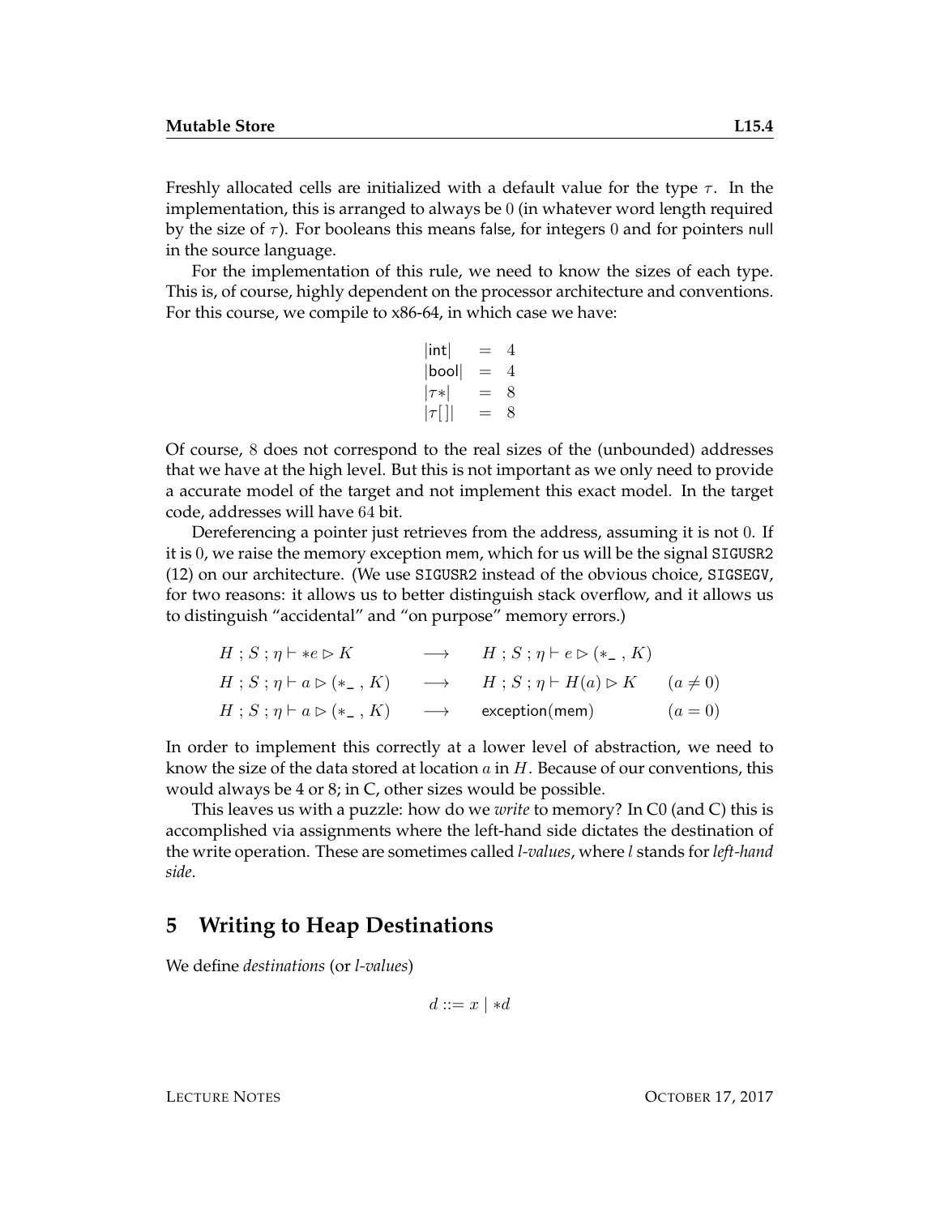Freshly allocated cells are initialized with a default value for the type $\tau$. In the implementation, this is arranged to always be $0$ (in whatever word length required by the size of $\tau$). For booleans this means false, for integers $0$ and for pointers null in the source language.

For the implementation of this rule, we need to know the sizes of each type. This is, of course, highly dependent on the processor architecture and conventions. For this course, we compile to x86-64, in which case we have:

$$
\begin{array}{lcl}
|\mathsf{int}| & = & 4 \\
|\mathsf{bool}| & = & 4 \\
|\tau *| & = & 8 \\
|\tau[\,]| & = & 8
\end{array}
$$

Of course, $8$ does not correspond to the real sizes of the (unbounded) addresses that we have at the high level. But this is not important as we only need to provide a accurate model of the target and not implement this exact model. In the target code, addresses will have $64$ bit.

Dereferencing a pointer just retrieves from the address, assuming it is not $0$. If it is $0$, we raise the memory exception mem, which for us will be the signal `SIGUSR2` (12) on our architecture. (We use `SIGUSR2` instead of the obvious choice, `SIGSEGV`, for two reasons: it allows us to better distinguish stack overflow, and it allows us to distinguish "accidental" and "on purpose" memory errors.)

$$
\begin{array}{llll}
H \,;\, S \,;\, \eta \vdash *e \rhd K & \longrightarrow & H \,;\, S \,;\, \eta \vdash e \rhd (*\_ \,,\, K) & \\
H \,;\, S \,;\, \eta \vdash a \rhd (*\_ \,,\, K) & \longrightarrow & H \,;\, S \,;\, \eta \vdash H(a) \rhd K & (a \neq 0) \\
H \,;\, S \,;\, \eta \vdash a \rhd (*\_ \,,\, K) & \longrightarrow & \mathsf{exception(mem)} & (a = 0)
\end{array}
$$

In order to implement this correctly at a lower level of abstraction, we need to know the size of the data stored at location $a$ in $H$. Because of our conventions, this would always be 4 or 8; in C, other sizes would be possible.

This leaves us with a puzzle: how do we *write* to memory? In C0 (and C) this is accomplished via assignments where the left-hand side dictates the destination of the write operation. These are sometimes called *l-values*, where *l* stands for *left-hand side*.

## 5 Writing to Heap Destinations

We define *destinations* (or *l-values*)

$$
d ::= x \mid *d
$$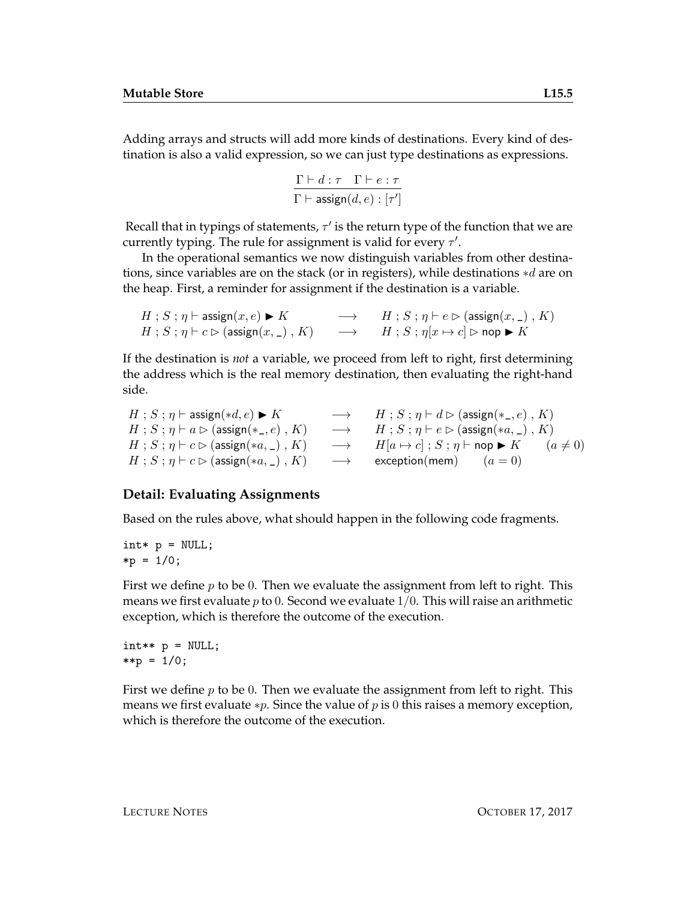Adding arrays and structs will add more kinds of destinations. Every kind of destination is also a valid expression, so we can just type destinations as expressions.

$$\frac{\Gamma \vdash d : \tau \quad \Gamma \vdash e : \tau}{\Gamma \vdash \mathsf{assign}(d, e) : [\tau']}$$

Recall that in typings of statements, $\tau'$ is the return type of the function that we are currently typing. The rule for assignment is valid for every $\tau'$.

In the operational semantics we now distinguish variables from other destinations, since variables are on the stack (or in registers), while destinations $*d$ are on the heap. First, a reminder for assignment if the destination is a variable.

$$
\begin{array}{lcl}
H \;;\; S \;;\; \eta \vdash \mathsf{assign}(x, e) \blacktriangleright K & \longrightarrow & H \;;\; S \;;\; \eta \vdash e \rhd (\mathsf{assign}(x, \_) \;,\; K) \\
H \;;\; S \;;\; \eta \vdash c \rhd (\mathsf{assign}(x, \_) \;,\; K) & \longrightarrow & H \;;\; S \;;\; \eta[x \mapsto c] \rhd \mathsf{nop} \blacktriangleright K
\end{array}
$$

If the destination is *not* a variable, we proceed from left to right, first determining the address which is the real memory destination, then evaluating the right-hand side.

$$
\begin{array}{lcll}
H \;;\; S \;;\; \eta \vdash \mathsf{assign}(*d, e) \blacktriangleright K & \longrightarrow & H \;;\; S \;;\; \eta \vdash d \rhd (\mathsf{assign}(*\_, e) \;,\; K) & \\
H \;;\; S \;;\; \eta \vdash a \rhd (\mathsf{assign}(*\_, e) \;,\; K) & \longrightarrow & H \;;\; S \;;\; \eta \vdash e \rhd (\mathsf{assign}(*a, \_) \;,\; K) & \\
H \;;\; S \;;\; \eta \vdash c \rhd (\mathsf{assign}(*a, \_) \;,\; K) & \longrightarrow & H[a \mapsto c] \;;\; S \;;\; \eta \vdash \mathsf{nop} \blacktriangleright K & (a \neq 0) \\
H \;;\; S \;;\; \eta \vdash c \rhd (\mathsf{assign}(*a, \_) \;,\; K) & \longrightarrow & \mathsf{exception}(\mathsf{mem}) \quad (a = 0) &
\end{array}
$$

## Detail: Evaluating Assignments

Based on the rules above, what should happen in the following code fragments.

```
int* p = NULL;
*p = 1/0;
```

First we define $p$ to be $0$. Then we evaluate the assignment from left to right. This means we first evaluate $p$ to $0$. Second we evaluate $1/0$. This will raise an arithmetic exception, which is therefore the outcome of the execution.

```
int** p = NULL;
**p = 1/0;
```

First we define $p$ to be $0$. Then we evaluate the assignment from left to right. This means we first evaluate $*p$. Since the value of $p$ is $0$ this raises a memory exception, which is therefore the outcome of the execution.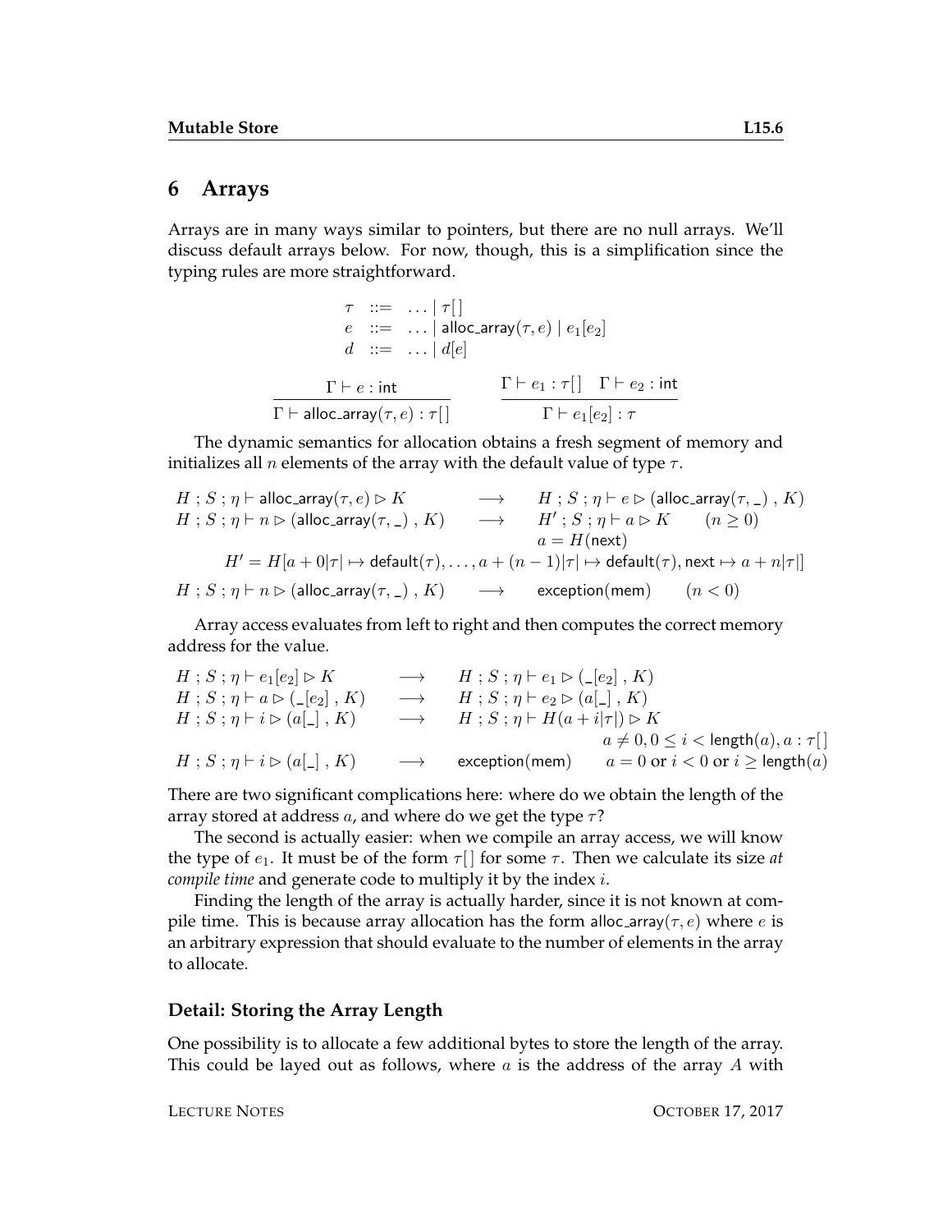## 6 Arrays

Arrays are in many ways similar to pointers, but there are no null arrays. We'll discuss default arrays below. For now, though, this is a simplification since the typing rules are more straightforward.

$$
\begin{array}{rcl}
\tau & ::= & \ldots \mid \tau[\,] \\
e & ::= & \ldots \mid \mathsf{alloc\_array}(\tau, e) \mid e_1[e_2] \\
d & ::= & \ldots \mid d[e]
\end{array}
$$

$$
\frac{\Gamma \vdash e : \mathsf{int}}{\Gamma \vdash \mathsf{alloc\_array}(\tau, e) : \tau[\,]}
\qquad
\frac{\Gamma \vdash e_1 : \tau[\,] \quad \Gamma \vdash e_2 : \mathsf{int}}{\Gamma \vdash e_1[e_2] : \tau}
$$

The dynamic semantics for allocation obtains a fresh segment of memory and initializes all $n$ elements of the array with the default value of type $\tau$.

$$
\begin{array}{lcll}
H ; S ; \eta \vdash \mathsf{alloc\_array}(\tau, e) \rhd K & \longrightarrow & H ; S ; \eta \vdash e \rhd (\mathsf{alloc\_array}(\tau, \_)\ ,\ K) & \\
H ; S ; \eta \vdash n \rhd (\mathsf{alloc\_array}(\tau, \_)\ ,\ K) & \longrightarrow & H' ; S ; \eta \vdash a \rhd K & (n \geq 0) \\
 & & a = H(\mathsf{next}) & \\
\multicolumn{4}{c}{H' = H[a + 0|\tau| \mapsto \mathsf{default}(\tau), \ldots, a + (n-1)|\tau| \mapsto \mathsf{default}(\tau), \mathsf{next} \mapsto a + n|\tau|]} \\
H ; S ; \eta \vdash n \rhd (\mathsf{alloc\_array}(\tau, \_)\ ,\ K) & \longrightarrow & \mathsf{exception(mem)} & (n < 0)
\end{array}
$$

Array access evaluates from left to right and then computes the correct memory address for the value.

$$
\begin{array}{lcll}
H ; S ; \eta \vdash e_1[e_2] \rhd K & \longrightarrow & H ; S ; \eta \vdash e_1 \rhd (\_[e_2]\ ,\ K) & \\
H ; S ; \eta \vdash a \rhd (\_[e_2]\ ,\ K) & \longrightarrow & H ; S ; \eta \vdash e_2 \rhd (a[\_]\ ,\ K) & \\
H ; S ; \eta \vdash i \rhd (a[\_]\ ,\ K) & \longrightarrow & H ; S ; \eta \vdash H(a + i|\tau|) \rhd K & \\
 & & & a \neq 0, 0 \leq i < \mathsf{length}(a), a : \tau[\,] \\
H ; S ; \eta \vdash i \rhd (a[\_]\ ,\ K) & \longrightarrow & \mathsf{exception(mem)} & a = 0 \text{ or } i < 0 \text{ or } i \geq \mathsf{length}(a)
\end{array}
$$

There are two significant complications here: where do we obtain the length of the array stored at address $a$, and where do we get the type $\tau$?

The second is actually easier: when we compile an array access, we will know the type of $e_1$. It must be of the form $\tau[\,]$ for some $\tau$. Then we calculate its size *at compile time* and generate code to multiply it by the index $i$.

Finding the length of the array is actually harder, since it is not known at compile time. This is because array allocation has the form $\mathsf{alloc\_array}(\tau, e)$ where $e$ is an arbitrary expression that should evaluate to the number of elements in the array to allocate.

### Detail: Storing the Array Length

One possibility is to allocate a few additional bytes to store the length of the array. This could be layed out as follows, where $a$ is the address of the array $A$ with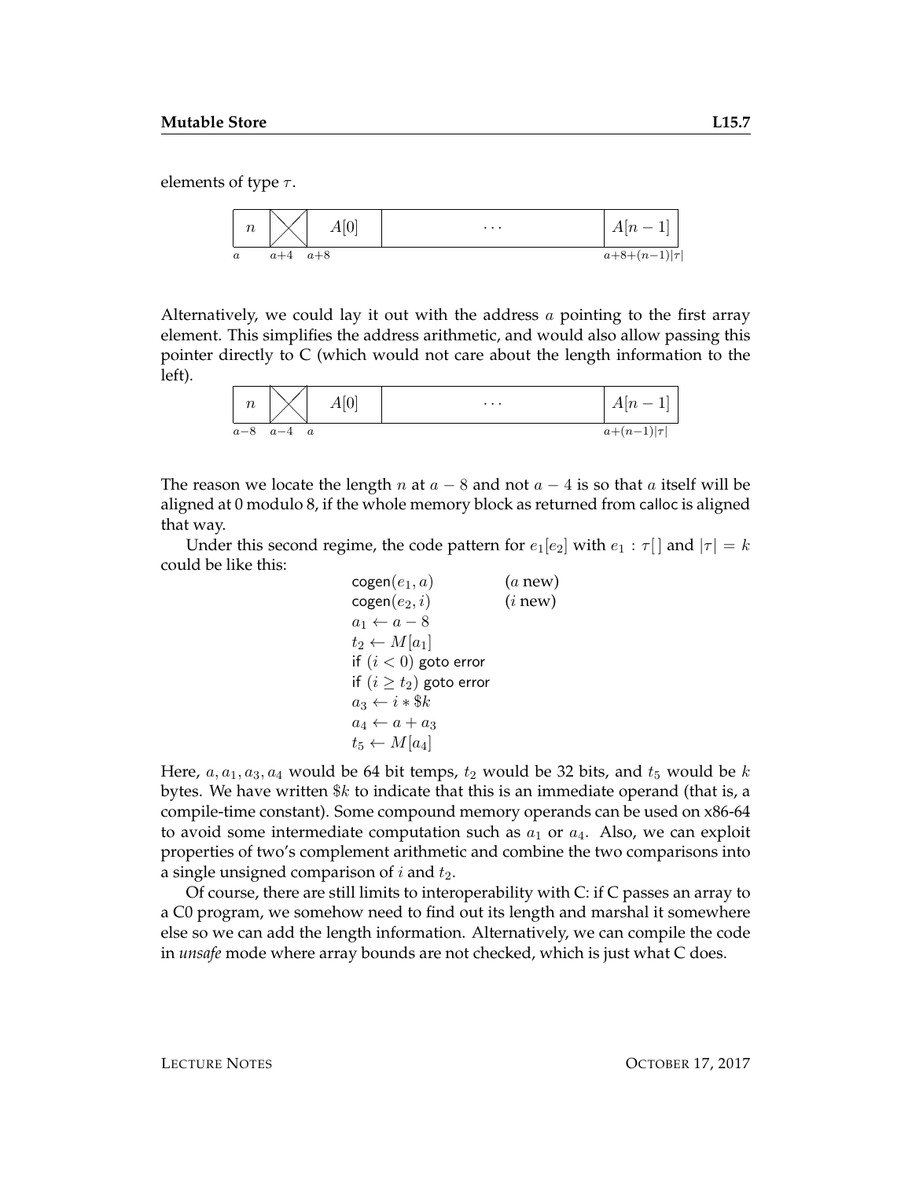elements of type $\tau$.

| $n$ | ╳ | $A[0]$ | $\cdots$ | $A[n-1]$ |
|---|---|---|---|---|
| $a$ | $a{+}4$ | $a{+}8$ | | $a{+}8{+}(n{-}1)\lvert\tau\rvert$ |

Alternatively, we could lay it out with the address $a$ pointing to the first array element. This simplifies the address arithmetic, and would also allow passing this pointer directly to C (which would not care about the length information to the left).

| $n$ | ╳ | $A[0]$ | $\cdots$ | $A[n-1]$ |
|---|---|---|---|---|
| $a{-}8$ | $a{-}4$ | $a$ | | $a{+}(n{-}1)\lvert\tau\rvert$ |

The reason we locate the length $n$ at $a - 8$ and not $a - 4$ is so that $a$ itself will be aligned at 0 modulo 8, if the whole memory block as returned from calloc is aligned that way.

Under this second regime, the code pattern for $e_1[e_2]$ with $e_1 : \tau[\,]$ and $|\tau| = k$ could be like this:

$$
\begin{array}{ll}
\mathsf{cogen}(e_1, a) & (a \text{ new}) \\
\mathsf{cogen}(e_2, i) & (i \text{ new}) \\
a_1 \leftarrow a - 8 & \\
t_2 \leftarrow M[a_1] & \\
\mathsf{if}\ (i < 0)\ \mathsf{goto\ error} & \\
\mathsf{if}\ (i \geq t_2)\ \mathsf{goto\ error} & \\
a_3 \leftarrow i * \$k & \\
a_4 \leftarrow a + a_3 & \\
t_5 \leftarrow M[a_4] &
\end{array}
$$

Here, $a, a_1, a_3, a_4$ would be 64 bit temps, $t_2$ would be 32 bits, and $t_5$ would be $k$ bytes. We have written $\$k$ to indicate that this is an immediate operand (that is, a compile-time constant). Some compound memory operands can be used on x86-64 to avoid some intermediate computation such as $a_1$ or $a_4$. Also, we can exploit properties of two's complement arithmetic and combine the two comparisons into a single unsigned comparison of $i$ and $t_2$.

Of course, there are still limits to interoperability with C: if C passes an array to a C0 program, we somehow need to find out its length and marshal it somewhere else so we can add the length information. Alternatively, we can compile the code in *unsafe* mode where array bounds are not checked, which is just what C does.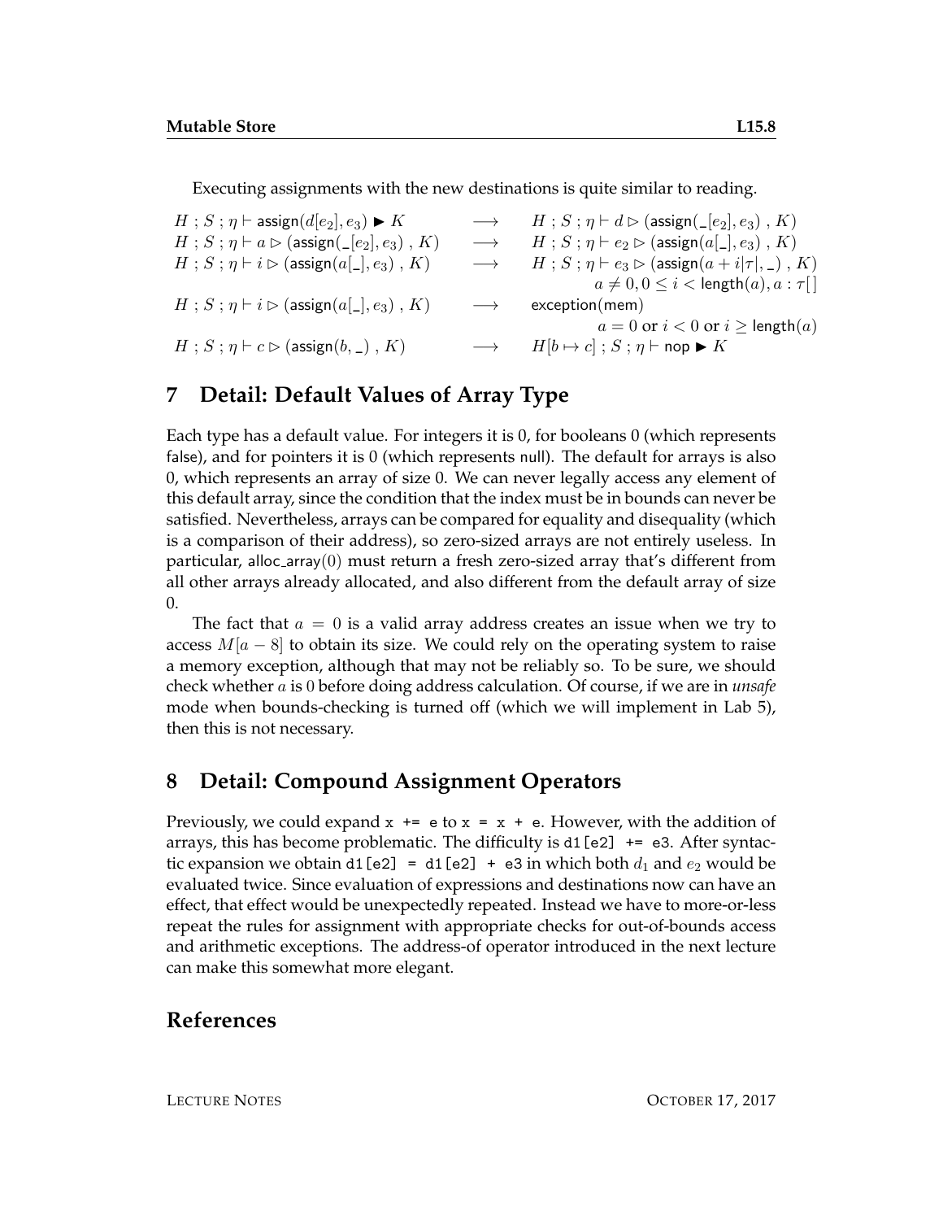Executing assignments with the new destinations is quite similar to reading.

$$
\begin{array}{lcl}
H ; S ; \eta \vdash \mathsf{assign}(d[e_2], e_3) \blacktriangleright K & \longrightarrow & H ; S ; \eta \vdash d \rhd (\mathsf{assign}(\_[e_2], e_3)\ ,\ K) \\
H ; S ; \eta \vdash a \rhd (\mathsf{assign}(\_[e_2], e_3)\ ,\ K) & \longrightarrow & H ; S ; \eta \vdash e_2 \rhd (\mathsf{assign}(a[\_], e_3)\ ,\ K) \\
H ; S ; \eta \vdash i \rhd (\mathsf{assign}(a[\_], e_3)\ ,\ K) & \longrightarrow & H ; S ; \eta \vdash e_3 \rhd (\mathsf{assign}(a + i|\tau|, \_)\ ,\ K) \\
 & & \qquad a \neq 0, 0 \leq i < \mathsf{length}(a), a : \tau[\,] \\
H ; S ; \eta \vdash i \rhd (\mathsf{assign}(a[\_], e_3)\ ,\ K) & \longrightarrow & \mathsf{exception}(\mathsf{mem}) \\
 & & \qquad a = 0 \text{ or } i < 0 \text{ or } i \geq \mathsf{length}(a) \\
H ; S ; \eta \vdash c \rhd (\mathsf{assign}(b, \_)\ ,\ K) & \longrightarrow & H[b \mapsto c] ; S ; \eta \vdash \mathsf{nop} \blacktriangleright K
\end{array}
$$

## 7 Detail: Default Values of Array Type

Each type has a default value. For integers it is 0, for booleans 0 (which represents false), and for pointers it is 0 (which represents null). The default for arrays is also 0, which represents an array of size 0. We can never legally access any element of this default array, since the condition that the index must be in bounds can never be satisfied. Nevertheless, arrays can be compared for equality and disequality (which is a comparison of their address), so zero-sized arrays are not entirely useless. In particular, alloc_array(0) must return a fresh zero-sized array that's different from all other arrays already allocated, and also different from the default array of size 0.

The fact that $a = 0$ is a valid array address creates an issue when we try to access $M[a-8]$ to obtain its size. We could rely on the operating system to raise a memory exception, although that may not be reliably so. To be sure, we should check whether $a$ is 0 before doing address calculation. Of course, if we are in *unsafe* mode when bounds-checking is turned off (which we will implement in Lab 5), then this is not necessary.

## 8 Detail: Compound Assignment Operators

Previously, we could expand `x += e` to `x = x + e`. However, with the addition of arrays, this has become problematic. The difficulty is `d1[e2] += e3`. After syntactic expansion we obtain `d1[e2] = d1[e2] + e3` in which both $d_1$ and $e_2$ would be evaluated twice. Since evaluation of expressions and destinations now can have an effect, that effect would be unexpectedly repeated. Instead we have to more-or-less repeat the rules for assignment with appropriate checks for out-of-bounds access and arithmetic exceptions. The address-of operator introduced in the next lecture can make this somewhat more elegant.

## References